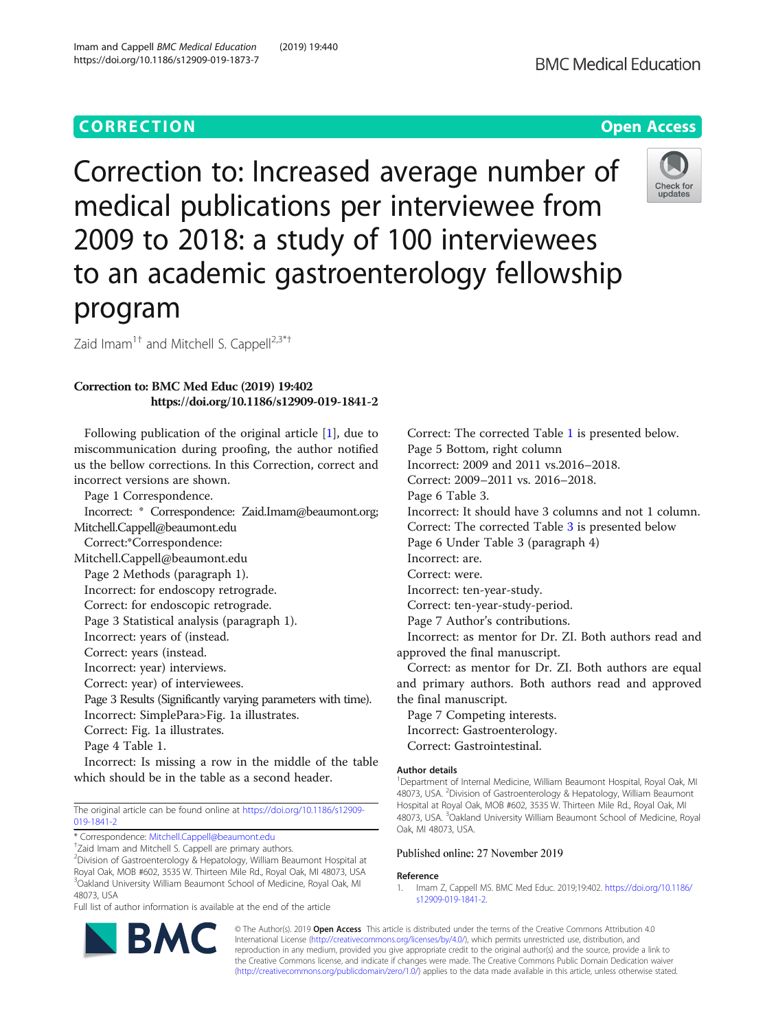CORRECTION

Open Access

# Correction to: Increased average number of medical publications per interviewee from 2009 to 2018: a study of 100 interviewees to an academic gastroenterology fellowship program

Zaid Imam[1†] and Mitchell S. Cappell[2,3*†]

**Correction to: BMC Med Educ (2019) 19:402**
**https://doi.org/10.1186/s12909-019-1841-2**

Following publication of the original article [1], due to miscommunication during proofing, the author notified us the bellow corrections. In this Correction, correct and incorrect versions are shown.

Page 1 Correspondence.

Incorrect: * Correspondence: Zaid.Imam@beaumont.org; Mitchell.Cappell@beaumont.edu

Correct:*Correspondence: Mitchell.Cappell@beaumont.edu

Page 2 Methods (paragraph 1).

Incorrect: for endoscopy retrograde.

Correct: for endoscopic retrograde.

Page 3 Statistical analysis (paragraph 1).

Incorrect: years of (instead.

Correct: years (instead.

Incorrect: year) interviews.

Correct: year) of interviewees.

Page 3 Results (Significantly varying parameters with time).

Incorrect: SimplePara>Fig. 1a illustrates.

Correct: Fig. 1a illustrates.

Page 4 Table 1.

Incorrect: Is missing a row in the middle of the table which should be in the table as a second header.

Correct: The corrected Table 1 is presented below.

Page 5 Bottom, right column

Incorrect: 2009 and 2011 vs.2016–2018.

Correct: 2009–2011 vs. 2016–2018.

Page 6 Table 3.

Incorrect: It should have 3 columns and not 1 column.

Correct: The corrected Table 3 is presented below

Page 6 Under Table 3 (paragraph 4)

Incorrect: are.

Correct: were.

Incorrect: ten-year-study.

Correct: ten-year-study-period.

Page 7 Author's contributions.

Incorrect: as mentor for Dr. ZI. Both authors read and approved the final manuscript.

Correct: as mentor for Dr. ZI. Both authors are equal and primary authors. Both authors read and approved the final manuscript.

Page 7 Competing interests.

Incorrect: Gastroenterology.

Correct: Gastrointestinal.

## Author details

[1]Department of Internal Medicine, William Beaumont Hospital, Royal Oak, MI 48073, USA. [2]Division of Gastroenterology & Hepatology, William Beaumont Hospital at Royal Oak, MOB #602, 3535 W. Thirteen Mile Rd., Royal Oak, MI 48073, USA. [3]Oakland University William Beaumont School of Medicine, Royal Oak, MI 48073, USA.

Published online: 27 November 2019

## Reference

1. Imam Z, Cappell MS. BMC Med Educ. 2019;19:402. https://doi.org/10.1186/s12909-019-1841-2.

The original article can be found online at https://doi.org/10.1186/s12909-019-1841-2

* Correspondence: Mitchell.Cappell@beaumont.edu

†Zaid Imam and Mitchell S. Cappell are primary authors.

[2]Division of Gastroenterology & Hepatology, William Beaumont Hospital at Royal Oak, MOB #602, 3535 W. Thirteen Mile Rd., Royal Oak, MI 48073, USA

[3]Oakland University William Beaumont School of Medicine, Royal Oak, MI 48073, USA

Full list of author information is available at the end of the article

© The Author(s). 2019 **Open Access** This article is distributed under the terms of the Creative Commons Attribution 4.0 International License (http://creativecommons.org/licenses/by/4.0/), which permits unrestricted use, distribution, and reproduction in any medium, provided you give appropriate credit to the original author(s) and the source, provide a link to the Creative Commons license, and indicate if changes were made. The Creative Commons Public Domain Dedication waiver (http://creativecommons.org/publicdomain/zero/1.0/) applies to the data made available in this article, unless otherwise stated.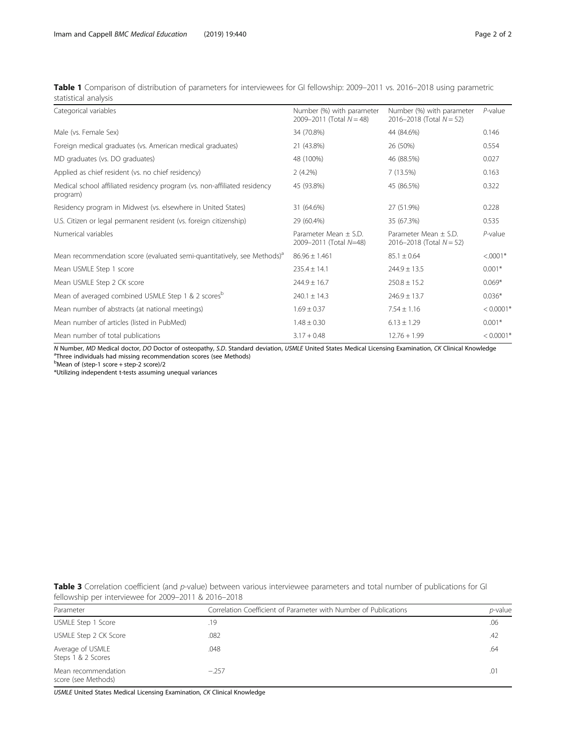**Table 1** Comparison of distribution of parameters for interviewees for GI fellowship: 2009–2011 vs. 2016–2018 using parametric statistical analysis

| Categorical variables | Number (%) with parameter 2009–2011 (Total $N = 48$) | Number (%) with parameter 2016–2018 (Total $N = 52$) | *P*-value |
|---|---|---|---|
| Male (vs. Female Sex) | 34 (70.8%) | 44 (84.6%) | 0.146 |
| Foreign medical graduates (vs. American medical graduates) | 21 (43.8%) | 26 (50%) | 0.554 |
| MD graduates (vs. DO graduates) | 48 (100%) | 46 (88.5%) | 0.027 |
| Applied as chief resident (vs. no chief residency) | 2 (4.2%) | 7 (13.5%) | 0.163 |
| Medical school affiliated residency program (vs. non-affiliated residency program) | 45 (93.8%) | 45 (86.5%) | 0.322 |
| Residency program in Midwest (vs. elsewhere in United States) | 31 (64.6%) | 27 (51.9%) | 0.228 |
| U.S. Citizen or legal permanent resident (vs. foreign citizenship) | 29 (60.4%) | 35 (67.3%) | 0.535 |
| **Numerical variables** | **Parameter Mean ± S.D. 2009–2011 (Total $N$=48)** | **Parameter Mean ± S.D. 2016–2018 (Total $N = 52$)** | ***P*-value** |
| Mean recommendation score (evaluated semi-quantitatively, see Methods)[a] | 86.96 ± 1.461 | 85.1 ± 0.64 | <.0001* |
| Mean USMLE Step 1 score | 235.4 ± 14.1 | 244.9 ± 13.5 | 0.001* |
| Mean USMLE Step 2 CK score | 244.9 ± 16.7 | 250.8 ± 15.2 | 0.069* |
| Mean of averaged combined USMLE Step 1 & 2 scores[b] | 240.1 ± 14.3 | 246.9 ± 13.7 | 0.036* |
| Mean number of abstracts (at national meetings) | 1.69 ± 0.37 | 7.54 ± 1.16 | < 0.0001* |
| Mean number of articles (listed in PubMed) | 1.48 ± 0.30 | 6.13 ± 1.29 | 0.001* |
| Mean number of total publications | 3.17 + 0.48 | 12.76 + 1.99 | < 0.0001* |

*N* Number, *MD* Medical doctor, *DO* Doctor of osteopathy, *S.D.* Standard deviation, *USMLE* United States Medical Licensing Examination, *CK* Clinical Knowledge
[a]Three individuals had missing recommendation scores (see Methods)
[b]Mean of (step-1 score + step-2 score)/2
*Utilizing independent t-tests assuming unequal variances

**Table 3** Correlation coefficient (and *p*-value) between various interviewee parameters and total number of publications for GI fellowship per interviewee for 2009–2011 & 2016–2018

| Parameter | Correlation Coefficient of Parameter with Number of Publications | *p*-value |
|---|---|---|
| USMLE Step 1 Score | .19 | .06 |
| USMLE Step 2 CK Score | .082 | .42 |
| Average of USMLE Steps 1 & 2 Scores | .048 | .64 |
| Mean recommendation score (see Methods) | −.257 | .01 |

*USMLE* United States Medical Licensing Examination, *CK* Clinical Knowledge